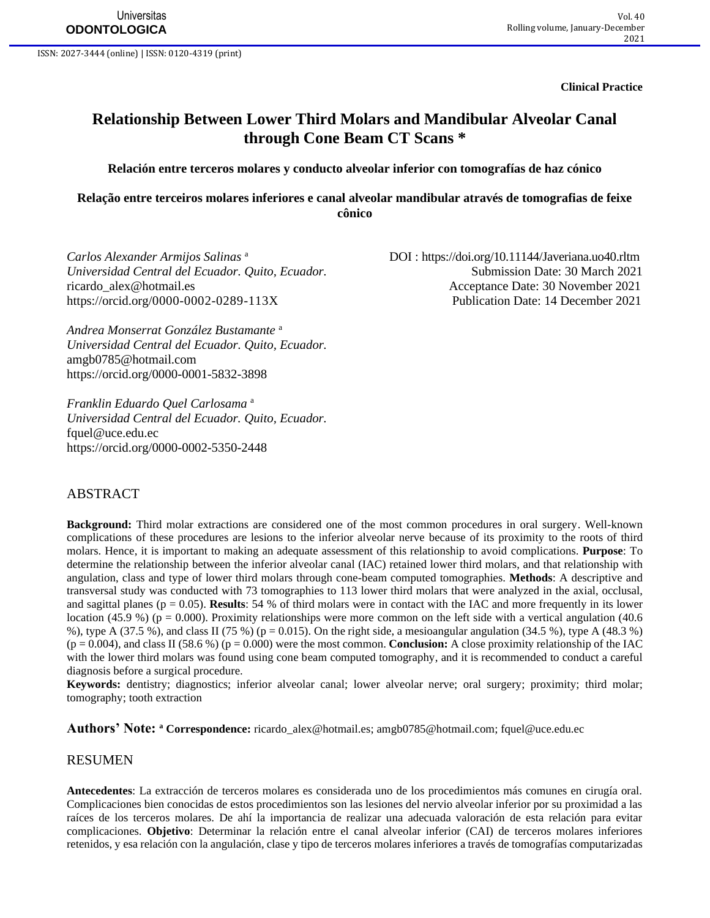**Clinical Practice**

# Relationship Between Lower Third Molars and Mandibular Alveolar Canal through Cone Beam CT Scans *

### Relación entre terceros molares y conducto alveolar inferior con tomografías de haz cónico

### Relação entre terceiros molares inferiores e canal alveolar mandibular através de tomografias de feixe cônico

*Carlos Alexander Armijos Salinas* [a]
*Universidad Central del Ecuador. Quito, Ecuador.*
ricardo_alex@hotmail.es
https://orcid.org/0000-0002-0289-113X

*Andrea Monserrat González Bustamante* [a]
*Universidad Central del Ecuador. Quito, Ecuador.*
amgb0785@hotmail.com
https://orcid.org/0000-0001-5832-3898

*Franklin Eduardo Quel Carlosama* [a]
*Universidad Central del Ecuador. Quito, Ecuador.*
fquel@uce.edu.ec
https://orcid.org/0000-0002-5350-2448

DOI : https://doi.org/10.11144/Javeriana.uo40.rltm
Submission Date: 30 March 2021
Acceptance Date: 30 November 2021
Publication Date: 14 December 2021

## ABSTRACT

**Background:** Third molar extractions are considered one of the most common procedures in oral surgery. Well-known complications of these procedures are lesions to the inferior alveolar nerve because of its proximity to the roots of third molars. Hence, it is important to making an adequate assessment of this relationship to avoid complications. **Purpose**: To determine the relationship between the inferior alveolar canal (IAC) retained lower third molars, and that relationship with angulation, class and type of lower third molars through cone-beam computed tomographies. **Methods**: A descriptive and transversal study was conducted with 73 tomographies to 113 lower third molars that were analyzed in the axial, occlusal, and sagittal planes ($p = 0.05$). **Results**: 54 % of third molars were in contact with the IAC and more frequently in its lower location (45.9 %) ($p = 0.000$). Proximity relationships were more common on the left side with a vertical angulation (40.6 %), type A (37.5 %), and class II (75 %) ($p = 0.015$). On the right side, a mesioangular angulation (34.5 %), type A (48.3 %) ($p = 0.004$), and class II (58.6 %) ($p = 0.000$) were the most common. **Conclusion:** A close proximity relationship of the IAC with the lower third molars was found using cone beam computed tomography, and it is recommended to conduct a careful diagnosis before a surgical procedure.

**Keywords:** dentistry; diagnostics; inferior alveolar canal; lower alveolar nerve; oral surgery; proximity; third molar; tomography; tooth extraction

**Authors' Note:** [a] **Correspondence:** ricardo_alex@hotmail.es; amgb0785@hotmail.com; fquel@uce.edu.ec

## RESUMEN

**Antecedentes**: La extracción de terceros molares es considerada uno de los procedimientos más comunes en cirugía oral. Complicaciones bien conocidas de estos procedimientos son las lesiones del nervio alveolar inferior por su proximidad a las raíces de los terceros molares. De ahí la importancia de realizar una adecuada valoración de esta relación para evitar complicaciones. **Objetivo**: Determinar la relación entre el canal alveolar inferior (CAI) de terceros molares inferiores retenidos, y esa relación con la angulación, clase y tipo de terceros molares inferiores a través de tomografías computarizadas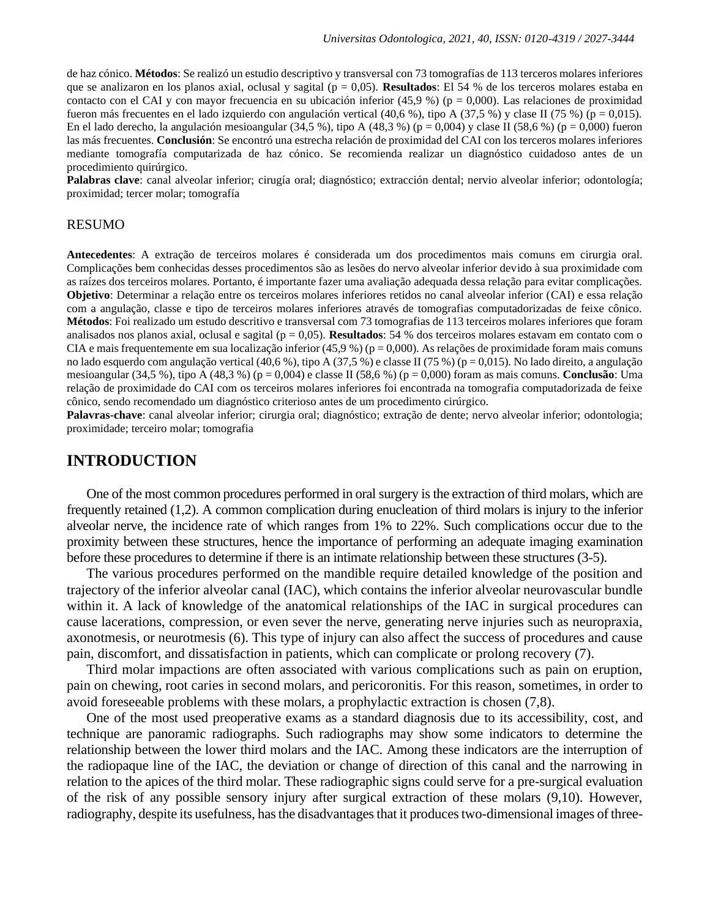de haz cónico. **Métodos**: Se realizó un estudio descriptivo y transversal con 73 tomografías de 113 terceros molares inferiores que se analizaron en los planos axial, oclusal y sagital (p = 0,05). **Resultados**: El 54 % de los terceros molares estaba en contacto con el CAI y con mayor frecuencia en su ubicación inferior (45,9 %) (p = 0,000). Las relaciones de proximidad fueron más frecuentes en el lado izquierdo con angulación vertical (40,6 %), tipo A (37,5 %) y clase II (75 %) (p = 0,015). En el lado derecho, la angulación mesioangular (34,5 %), tipo A (48,3 %) (p = 0,004) y clase II (58,6 %) (p = 0,000) fueron las más frecuentes. **Conclusión**: Se encontró una estrecha relación de proximidad del CAI con los terceros molares inferiores mediante tomografía computarizada de haz cónico. Se recomienda realizar un diagnóstico cuidadoso antes de un procedimiento quirúrgico.

**Palabras clave**: canal alveolar inferior; cirugía oral; diagnóstico; extracción dental; nervio alveolar inferior; odontología; proximidad; tercer molar; tomografía

RESUMO

**Antecedentes**: A extração de terceiros molares é considerada um dos procedimentos mais comuns em cirurgia oral. Complicações bem conhecidas desses procedimentos são as lesões do nervo alveolar inferior devido à sua proximidade com as raízes dos terceiros molares. Portanto, é importante fazer uma avaliação adequada dessa relação para evitar complicações. **Objetivo**: Determinar a relação entre os terceiros molares inferiores retidos no canal alveolar inferior (CAI) e essa relação com a angulação, classe e tipo de terceiros molares inferiores através de tomografias computadorizadas de feixe cônico. **Métodos**: Foi realizado um estudo descritivo e transversal com 73 tomografias de 113 terceiros molares inferiores que foram analisados nos planos axial, oclusal e sagital (p = 0,05). **Resultados**: 54 % dos terceiros molares estavam em contato com o CIA e mais frequentemente em sua localização inferior (45,9 %) (p = 0,000). As relações de proximidade foram mais comuns no lado esquerdo com angulação vertical (40,6 %), tipo A (37,5 %) e classe II (75 %) (p = 0,015). No lado direito, a angulação mesioangular (34,5 %), tipo A (48,3 %) (p = 0,004) e classe II (58,6 %) (p = 0,000) foram as mais comuns. **Conclusão**: Uma relação de proximidade do CAI com os terceiros molares inferiores foi encontrada na tomografia computadorizada de feixe cônico, sendo recomendado um diagnóstico criterioso antes de um procedimento cirúrgico.

**Palavras-chave**: canal alveolar inferior; cirurgia oral; diagnóstico; extração de dente; nervo alveolar inferior; odontologia; proximidade; terceiro molar; tomografia

## INTRODUCTION

One of the most common procedures performed in oral surgery is the extraction of third molars, which are frequently retained (1,2). A common complication during enucleation of third molars is injury to the inferior alveolar nerve, the incidence rate of which ranges from 1% to 22%. Such complications occur due to the proximity between these structures, hence the importance of performing an adequate imaging examination before these procedures to determine if there is an intimate relationship between these structures (3-5).

The various procedures performed on the mandible require detailed knowledge of the position and trajectory of the inferior alveolar canal (IAC), which contains the inferior alveolar neurovascular bundle within it. A lack of knowledge of the anatomical relationships of the IAC in surgical procedures can cause lacerations, compression, or even sever the nerve, generating nerve injuries such as neuropraxia, axonotmesis, or neurotmesis (6). This type of injury can also affect the success of procedures and cause pain, discomfort, and dissatisfaction in patients, which can complicate or prolong recovery (7).

Third molar impactions are often associated with various complications such as pain on eruption, pain on chewing, root caries in second molars, and pericoronitis. For this reason, sometimes, in order to avoid foreseeable problems with these molars, a prophylactic extraction is chosen (7,8).

One of the most used preoperative exams as a standard diagnosis due to its accessibility, cost, and technique are panoramic radiographs. Such radiographs may show some indicators to determine the relationship between the lower third molars and the IAC. Among these indicators are the interruption of the radiopaque line of the IAC, the deviation or change of direction of this canal and the narrowing in relation to the apices of the third molar. These radiographic signs could serve for a pre-surgical evaluation of the risk of any possible sensory injury after surgical extraction of these molars (9,10). However, radiography, despite its usefulness, has the disadvantages that it produces two-dimensional images of three-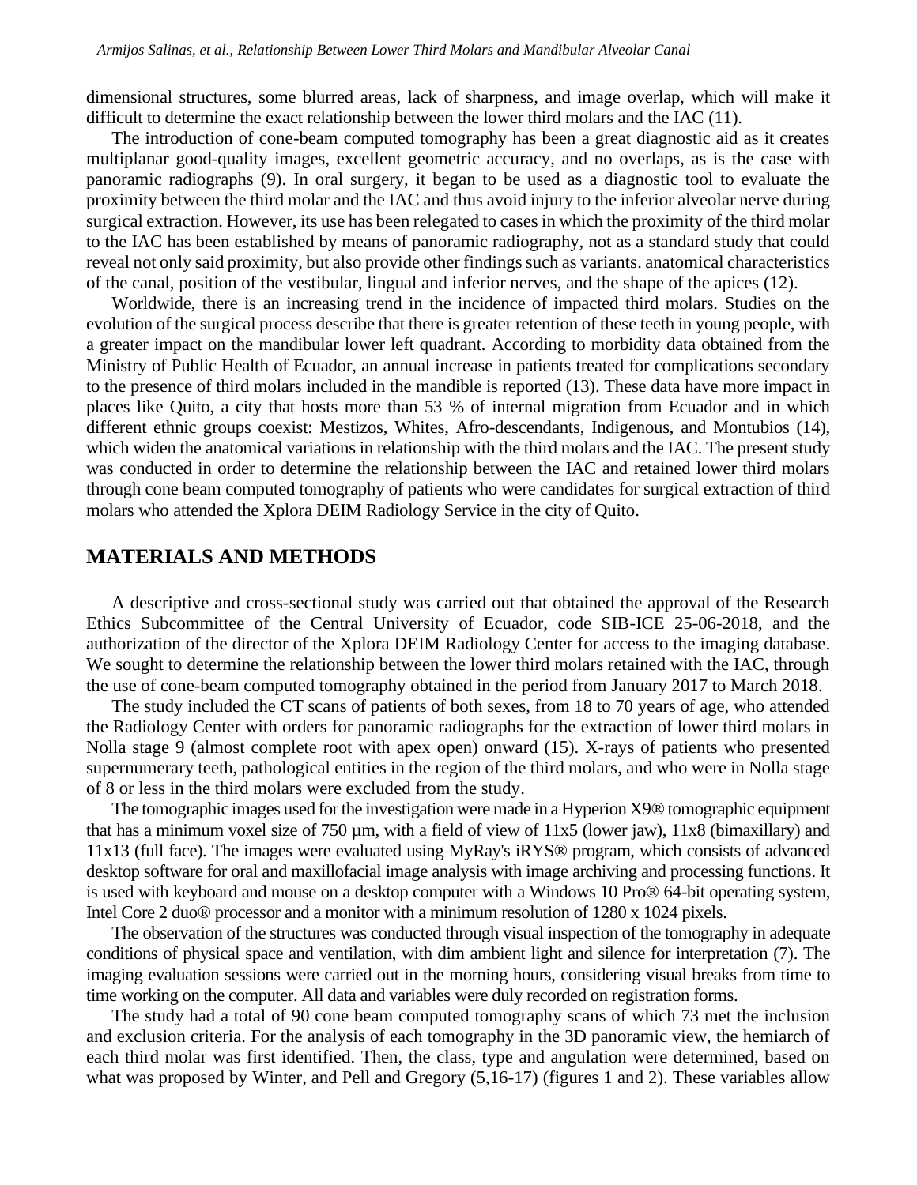dimensional structures, some blurred areas, lack of sharpness, and image overlap, which will make it difficult to determine the exact relationship between the lower third molars and the IAC (11).

The introduction of cone-beam computed tomography has been a great diagnostic aid as it creates multiplanar good-quality images, excellent geometric accuracy, and no overlaps, as is the case with panoramic radiographs (9). In oral surgery, it began to be used as a diagnostic tool to evaluate the proximity between the third molar and the IAC and thus avoid injury to the inferior alveolar nerve during surgical extraction. However, its use has been relegated to cases in which the proximity of the third molar to the IAC has been established by means of panoramic radiography, not as a standard study that could reveal not only said proximity, but also provide other findings such as variants. anatomical characteristics of the canal, position of the vestibular, lingual and inferior nerves, and the shape of the apices (12).

Worldwide, there is an increasing trend in the incidence of impacted third molars. Studies on the evolution of the surgical process describe that there is greater retention of these teeth in young people, with a greater impact on the mandibular lower left quadrant. According to morbidity data obtained from the Ministry of Public Health of Ecuador, an annual increase in patients treated for complications secondary to the presence of third molars included in the mandible is reported (13). These data have more impact in places like Quito, a city that hosts more than 53 % of internal migration from Ecuador and in which different ethnic groups coexist: Mestizos, Whites, Afro-descendants, Indigenous, and Montubios (14), which widen the anatomical variations in relationship with the third molars and the IAC. The present study was conducted in order to determine the relationship between the IAC and retained lower third molars through cone beam computed tomography of patients who were candidates for surgical extraction of third molars who attended the Xplora DEIM Radiology Service in the city of Quito.

## MATERIALS AND METHODS

A descriptive and cross-sectional study was carried out that obtained the approval of the Research Ethics Subcommittee of the Central University of Ecuador, code SIB-ICE 25-06-2018, and the authorization of the director of the Xplora DEIM Radiology Center for access to the imaging database. We sought to determine the relationship between the lower third molars retained with the IAC, through the use of cone-beam computed tomography obtained in the period from January 2017 to March 2018.

The study included the CT scans of patients of both sexes, from 18 to 70 years of age, who attended the Radiology Center with orders for panoramic radiographs for the extraction of lower third molars in Nolla stage 9 (almost complete root with apex open) onward (15). X-rays of patients who presented supernumerary teeth, pathological entities in the region of the third molars, and who were in Nolla stage of 8 or less in the third molars were excluded from the study.

The tomographic images used for the investigation were made in a Hyperion X9® tomographic equipment that has a minimum voxel size of 750 µm, with a field of view of 11x5 (lower jaw), 11x8 (bimaxillary) and 11x13 (full face). The images were evaluated using MyRay's iRYS® program, which consists of advanced desktop software for oral and maxillofacial image analysis with image archiving and processing functions. It is used with keyboard and mouse on a desktop computer with a Windows 10 Pro® 64-bit operating system, Intel Core 2 duo® processor and a monitor with a minimum resolution of 1280 x 1024 pixels.

The observation of the structures was conducted through visual inspection of the tomography in adequate conditions of physical space and ventilation, with dim ambient light and silence for interpretation (7). The imaging evaluation sessions were carried out in the morning hours, considering visual breaks from time to time working on the computer. All data and variables were duly recorded on registration forms.

The study had a total of 90 cone beam computed tomography scans of which 73 met the inclusion and exclusion criteria. For the analysis of each tomography in the 3D panoramic view, the hemiarch of each third molar was first identified. Then, the class, type and angulation were determined, based on what was proposed by Winter, and Pell and Gregory (5,16-17) (figures 1 and 2). These variables allow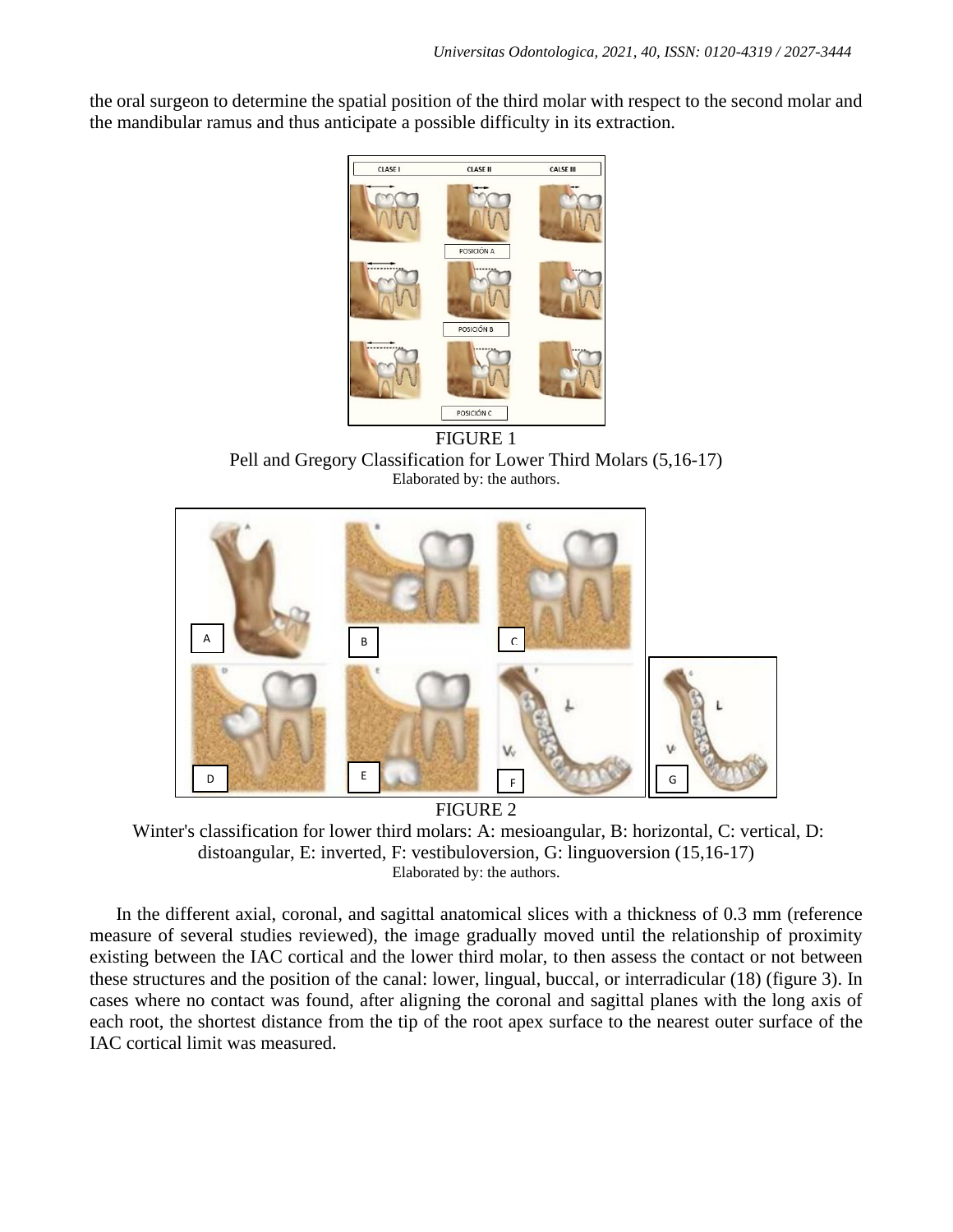the oral surgeon to determine the spatial position of the third molar with respect to the second molar and the mandibular ramus and thus anticipate a possible difficulty in its extraction.

FIGURE 1
Pell and Gregory Classification for Lower Third Molars (5,16-17)
Elaborated by: the authors.

FIGURE 2
Winter's classification for lower third molars: A: mesioangular, B: horizontal, C: vertical, D: distoangular, E: inverted, F: vestibuloversion, G: linguoversion (15,16-17)
Elaborated by: the authors.

In the different axial, coronal, and sagittal anatomical slices with a thickness of 0.3 mm (reference measure of several studies reviewed), the image gradually moved until the relationship of proximity existing between the IAC cortical and the lower third molar, to then assess the contact or not between these structures and the position of the canal: lower, lingual, buccal, or interradicular (18) (figure 3). In cases where no contact was found, after aligning the coronal and sagittal planes with the long axis of each root, the shortest distance from the tip of the root apex surface to the nearest outer surface of the IAC cortical limit was measured.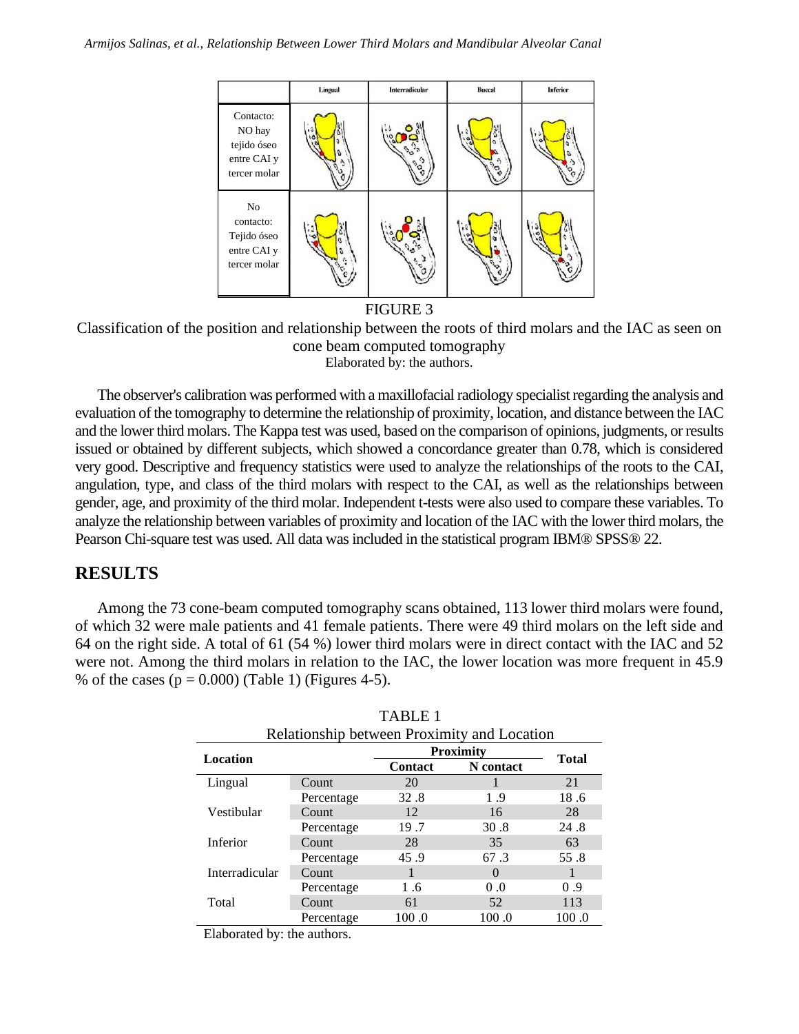| | Lingual | Interradicular | Bucal | Inferior |
|---|---|---|---|---|
| Contacto: NO hay tejido óseo entre CAI y tercer molar | | | | |
| No contacto: Tejido óseo entre CAI y tercer molar | | | | |

FIGURE 3

Classification of the position and relationship between the roots of third molars and the IAC as seen on cone beam computed tomography

Elaborated by: the authors.

The observer's calibration was performed with a maxillofacial radiology specialist regarding the analysis and evaluation of the tomography to determine the relationship of proximity, location, and distance between the IAC and the lower third molars. The Kappa test was used, based on the comparison of opinions, judgments, or results issued or obtained by different subjects, which showed a concordance greater than 0.78, which is considered very good. Descriptive and frequency statistics were used to analyze the relationships of the roots to the CAI, angulation, type, and class of the third molars with respect to the CAI, as well as the relationships between gender, age, and proximity of the third molar. Independent t-tests were also used to compare these variables. To analyze the relationship between variables of proximity and location of the IAC with the lower third molars, the Pearson Chi-square test was used. All data was included in the statistical program IBM® SPSS® 22.

## RESULTS

Among the 73 cone-beam computed tomography scans obtained, 113 lower third molars were found, of which 32 were male patients and 41 female patients. There were 49 third molars on the left side and 64 on the right side. A total of 61 (54 %) lower third molars were in direct contact with the IAC and 52 were not. Among the third molars in relation to the IAC, the lower location was more frequent in 45.9 % of the cases ($p = 0.000$) (Table 1) (Figures 4-5).

TABLE 1

Relationship between Proximity and Location

| Location | | Proximity | | Total |
|---|---|---|---|---|
| | | Contact | N contact | |
| Lingual | Count | 20 | 1 | 21 |
| | Percentage | 32 .8 | 1 .9 | 18 .6 |
| Vestibular | Count | 12 | 16 | 28 |
| | Percentage | 19 .7 | 30 .8 | 24 .8 |
| Inferior | Count | 28 | 35 | 63 |
| | Percentage | 45 .9 | 67 .3 | 55 .8 |
| Interradicular | Count | 1 | 0 | 1 |
| | Percentage | 1 .6 | 0 .0 | 0 .9 |
| Total | Count | 61 | 52 | 113 |
| | Percentage | 100 .0 | 100 .0 | 100 .0 |

Elaborated by: the authors.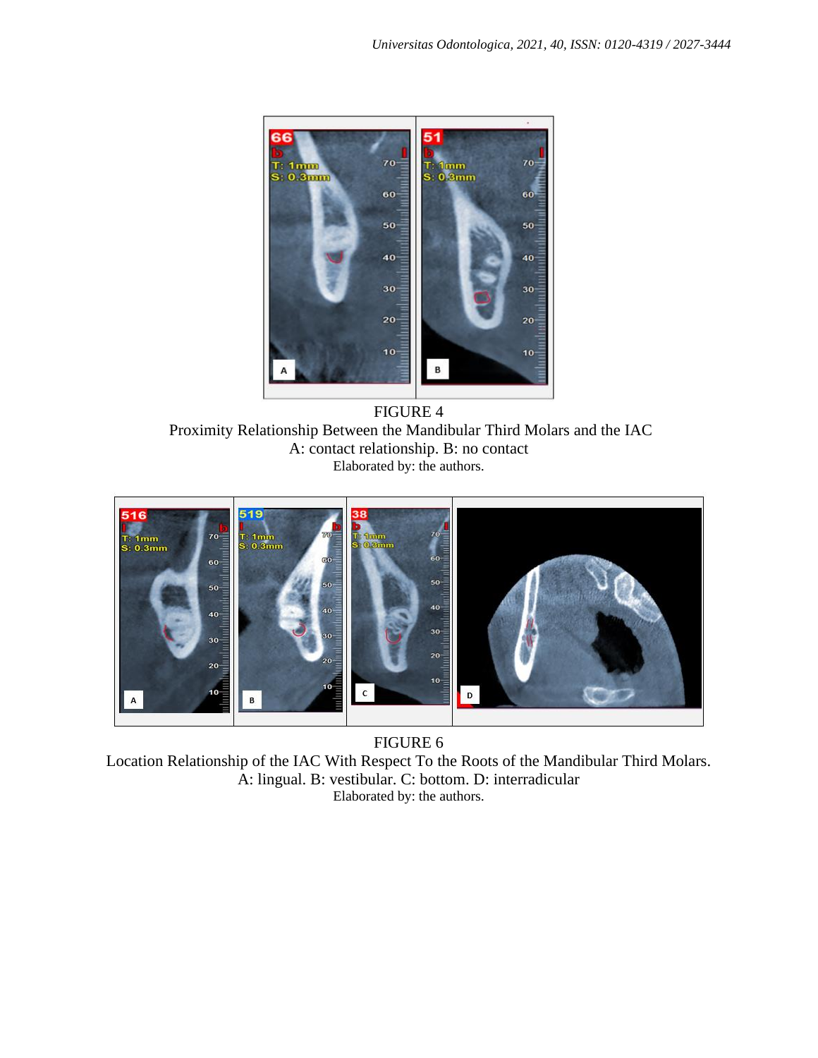FIGURE 4

Proximity Relationship Between the Mandibular Third Molars and the IAC

A: contact relationship. B: no contact

Elaborated by: the authors.

FIGURE 6

Location Relationship of the IAC With Respect To the Roots of the Mandibular Third Molars.

A: lingual. B: vestibular. C: bottom. D: interradicular

Elaborated by: the authors.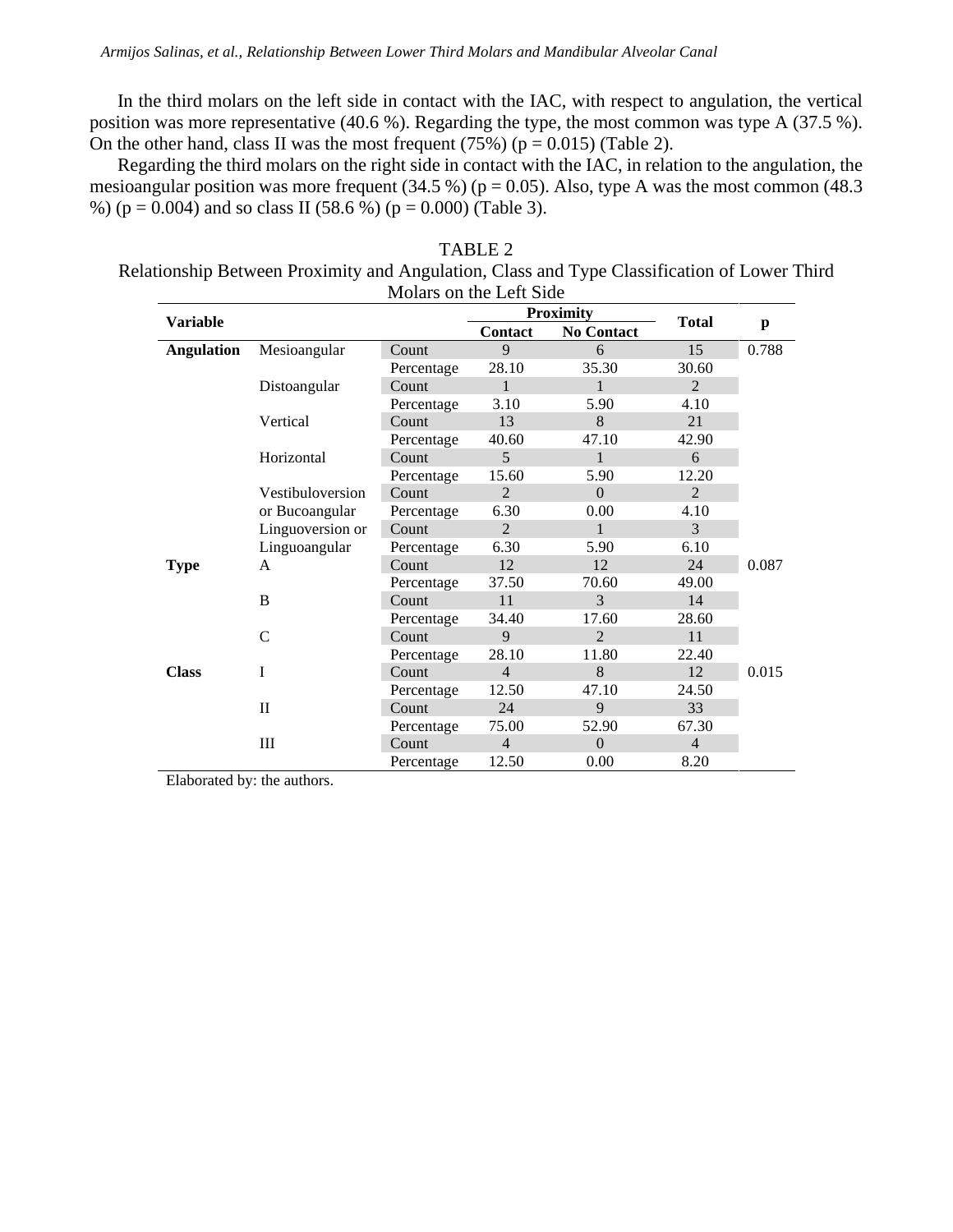In the third molars on the left side in contact with the IAC, with respect to angulation, the vertical position was more representative (40.6 %). Regarding the type, the most common was type A (37.5 %). On the other hand, class II was the most frequent (75%) (p = 0.015) (Table 2).

Regarding the third molars on the right side in contact with the IAC, in relation to the angulation, the mesioangular position was more frequent (34.5 %) (p = 0.05). Also, type A was the most common (48.3 %) (p = 0.004) and so class II (58.6 %) (p = 0.000) (Table 3).

TABLE 2
Relationship Between Proximity and Angulation, Class and Type Classification of Lower Third Molars on the Left Side

| Variable | | | Proximity | | Total | p |
|---|---|---|---|---|---|---|
| | | | Contact | No Contact | | |
| **Angulation** | Mesioangular | Count | 9 | 6 | 15 | 0.788 |
| | | Percentage | 28.10 | 35.30 | 30.60 | |
| | Distoangular | Count | 1 | 1 | 2 | |
| | | Percentage | 3.10 | 5.90 | 4.10 | |
| | Vertical | Count | 13 | 8 | 21 | |
| | | Percentage | 40.60 | 47.10 | 42.90 | |
| | Horizontal | Count | 5 | 1 | 6 | |
| | | Percentage | 15.60 | 5.90 | 12.20 | |
| | Vestibuloversion or Bucoangular | Count | 2 | 0 | 2 | |
| | | Percentage | 6.30 | 0.00 | 4.10 | |
| | Linguoversion or Linguoangular | Count | 2 | 1 | 3 | |
| | | Percentage | 6.30 | 5.90 | 6.10 | |
| **Type** | A | Count | 12 | 12 | 24 | 0.087 |
| | | Percentage | 37.50 | 70.60 | 49.00 | |
| | B | Count | 11 | 3 | 14 | |
| | | Percentage | 34.40 | 17.60 | 28.60 | |
| | C | Count | 9 | 2 | 11 | |
| | | Percentage | 28.10 | 11.80 | 22.40 | |
| **Class** | I | Count | 4 | 8 | 12 | 0.015 |
| | | Percentage | 12.50 | 47.10 | 24.50 | |
| | II | Count | 24 | 9 | 33 | |
| | | Percentage | 75.00 | 52.90 | 67.30 | |
| | III | Count | 4 | 0 | 4 | |
| | | Percentage | 12.50 | 0.00 | 8.20 | |

Elaborated by: the authors.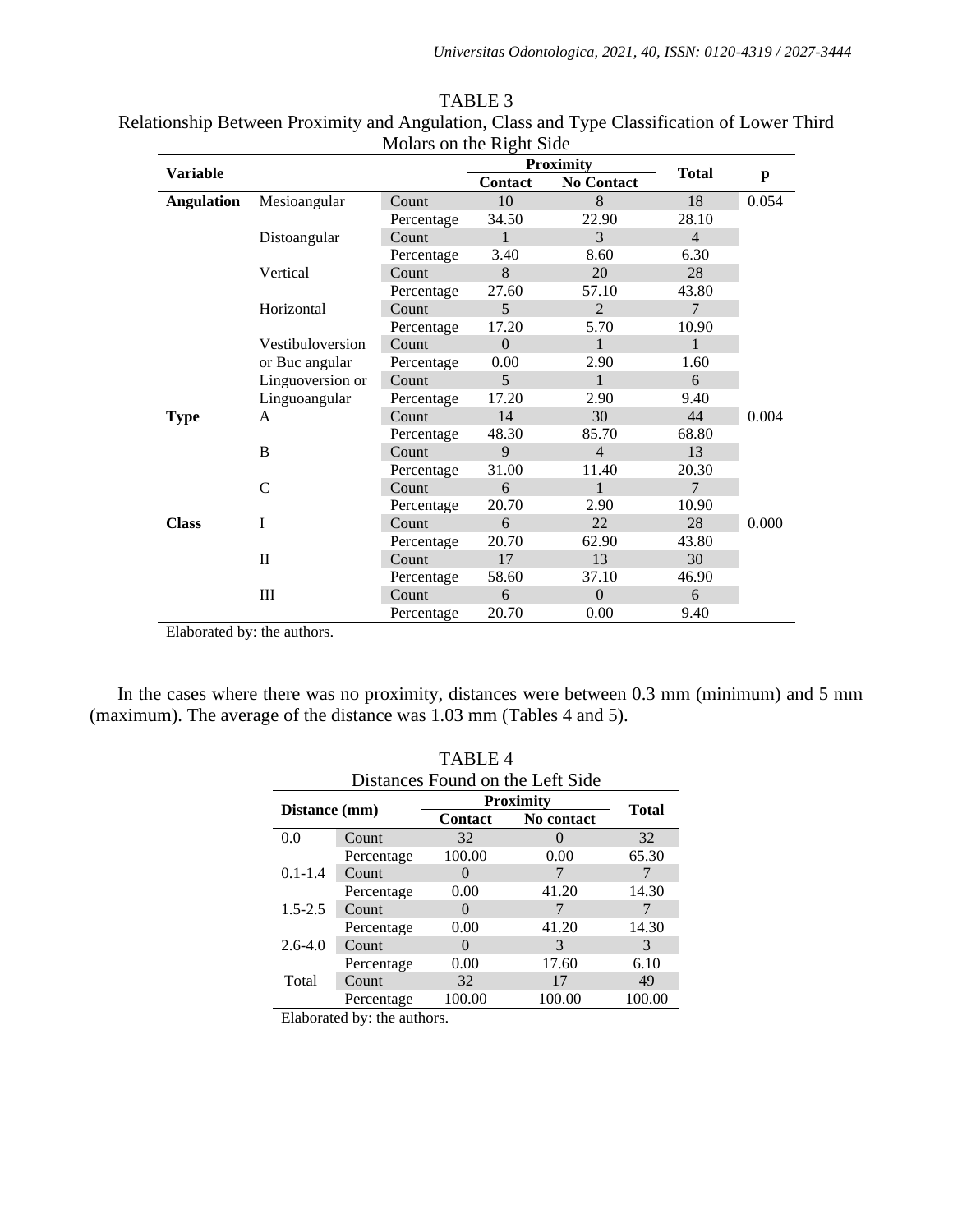TABLE 3
Relationship Between Proximity and Angulation, Class and Type Classification of Lower Third Molars on the Right Side

| **Variable** | | | **Proximity** | | **Total** | **p** |
|---|---|---|---|---|---|---|
| | | | **Contact** | **No Contact** | | |
| **Angulation** | Mesioangular | Count | 10 | 8 | 18 | 0.054 |
| | | Percentage | 34.50 | 22.90 | 28.10 | |
| | Distoangular | Count | 1 | 3 | 4 | |
| | | Percentage | 3.40 | 8.60 | 6.30 | |
| | Vertical | Count | 8 | 20 | 28 | |
| | | Percentage | 27.60 | 57.10 | 43.80 | |
| | Horizontal | Count | 5 | 2 | 7 | |
| | | Percentage | 17.20 | 5.70 | 10.90 | |
| | Vestibuloversion or Buc angular | Count | 0 | 1 | 1 | |
| | | Percentage | 0.00 | 2.90 | 1.60 | |
| | Linguoversion or Linguoangular | Count | 5 | 1 | 6 | |
| | | Percentage | 17.20 | 2.90 | 9.40 | |
| **Type** | A | Count | 14 | 30 | 44 | 0.004 |
| | | Percentage | 48.30 | 85.70 | 68.80 | |
| | B | Count | 9 | 4 | 13 | |
| | | Percentage | 31.00 | 11.40 | 20.30 | |
| | C | Count | 6 | 1 | 7 | |
| | | Percentage | 20.70 | 2.90 | 10.90 | |
| **Class** | I | Count | 6 | 22 | 28 | 0.000 |
| | | Percentage | 20.70 | 62.90 | 43.80 | |
| | II | Count | 17 | 13 | 30 | |
| | | Percentage | 58.60 | 37.10 | 46.90 | |
| | III | Count | 6 | 0 | 6 | |
| | | Percentage | 20.70 | 0.00 | 9.40 | |

Elaborated by: the authors.

In the cases where there was no proximity, distances were between 0.3 mm (minimum) and 5 mm (maximum). The average of the distance was 1.03 mm (Tables 4 and 5).

TABLE 4
Distances Found on the Left Side

| **Distance (mm)** | | **Proximity** | | **Total** |
|---|---|---|---|---|
| | | **Contact** | **No contact** | |
| 0.0 | Count | 32 | 0 | 32 |
| | Percentage | 100.00 | 0.00 | 65.30 |
| 0.1-1.4 | Count | 0 | 7 | 7 |
| | Percentage | 0.00 | 41.20 | 14.30 |
| 1.5-2.5 | Count | 0 | 7 | 7 |
| | Percentage | 0.00 | 41.20 | 14.30 |
| 2.6-4.0 | Count | 0 | 3 | 3 |
| | Percentage | 0.00 | 17.60 | 6.10 |
| Total | Count | 32 | 17 | 49 |
| | Percentage | 100.00 | 100.00 | 100.00 |

Elaborated by: the authors.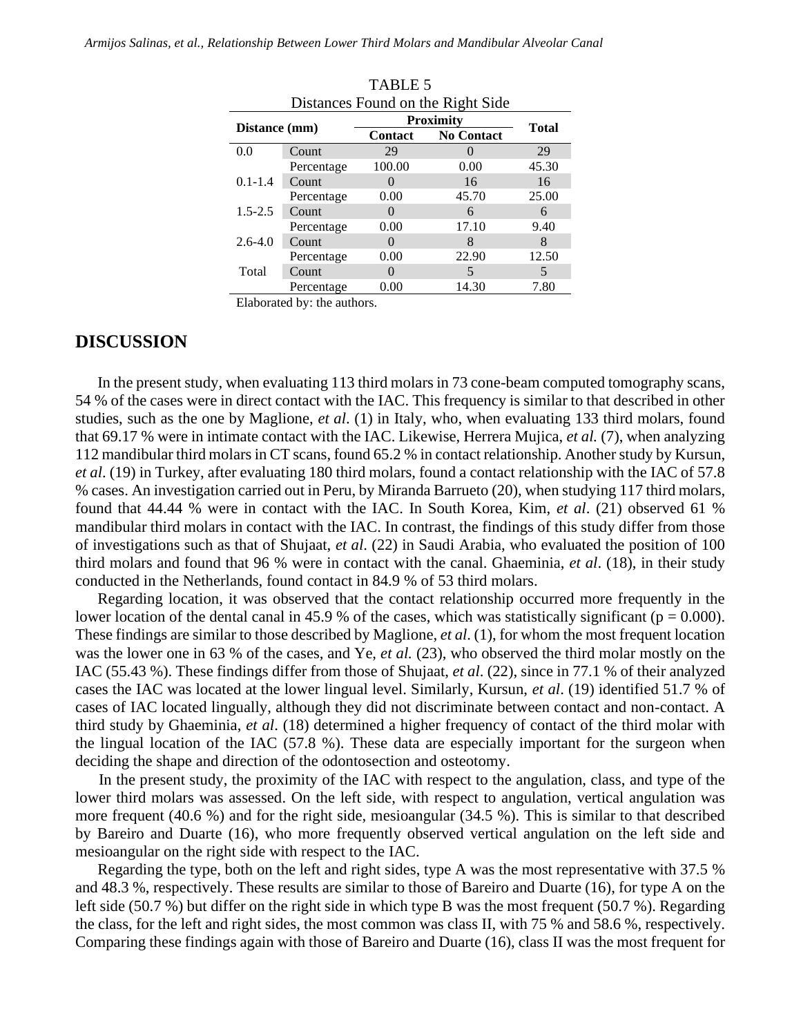TABLE 5
Distances Found on the Right Side

| Distance (mm) | | Proximity | | Total |
|---|---|---|---|---|
| | | Contact | No Contact | |
| 0.0 | Count | 29 | 0 | 29 |
| | Percentage | 100.00 | 0.00 | 45.30 |
| 0.1-1.4 | Count | 0 | 16 | 16 |
| | Percentage | 0.00 | 45.70 | 25.00 |
| 1.5-2.5 | Count | 0 | 6 | 6 |
| | Percentage | 0.00 | 17.10 | 9.40 |
| 2.6-4.0 | Count | 0 | 8 | 8 |
| | Percentage | 0.00 | 22.90 | 12.50 |
| Total | Count | 0 | 5 | 5 |
| | Percentage | 0.00 | 14.30 | 7.80 |

Elaborated by: the authors.

## DISCUSSION

In the present study, when evaluating 113 third molars in 73 cone-beam computed tomography scans, 54 % of the cases were in direct contact with the IAC. This frequency is similar to that described in other studies, such as the one by Maglione, *et al*. (1) in Italy, who, when evaluating 133 third molars, found that 69.17 % were in intimate contact with the IAC. Likewise, Herrera Mujica, *et al.* (7), when analyzing 112 mandibular third molars in CT scans, found 65.2 % in contact relationship. Another study by Kursun, *et al*. (19) in Turkey, after evaluating 180 third molars, found a contact relationship with the IAC of 57.8 % cases. An investigation carried out in Peru, by Miranda Barrueto (20), when studying 117 third molars, found that 44.44 % were in contact with the IAC. In South Korea, Kim, *et al*. (21) observed 61 % mandibular third molars in contact with the IAC. In contrast, the findings of this study differ from those of investigations such as that of Shujaat, *et al*. (22) in Saudi Arabia, who evaluated the position of 100 third molars and found that 96 % were in contact with the canal. Ghaeminia, *et al*. (18), in their study conducted in the Netherlands, found contact in 84.9 % of 53 third molars.

Regarding location, it was observed that the contact relationship occurred more frequently in the lower location of the dental canal in 45.9 % of the cases, which was statistically significant ($p = 0.000$). These findings are similar to those described by Maglione, *et al*. (1), for whom the most frequent location was the lower one in 63 % of the cases, and Ye, *et al.* (23), who observed the third molar mostly on the IAC (55.43 %). These findings differ from those of Shujaat, *et al*. (22), since in 77.1 % of their analyzed cases the IAC was located at the lower lingual level. Similarly, Kursun, *et al*. (19) identified 51.7 % of cases of IAC located lingually, although they did not discriminate between contact and non-contact. A third study by Ghaeminia, *et al*. (18) determined a higher frequency of contact of the third molar with the lingual location of the IAC (57.8 %). These data are especially important for the surgeon when deciding the shape and direction of the odontosection and osteotomy.

In the present study, the proximity of the IAC with respect to the angulation, class, and type of the lower third molars was assessed. On the left side, with respect to angulation, vertical angulation was more frequent (40.6 %) and for the right side, mesioangular (34.5 %). This is similar to that described by Bareiro and Duarte (16), who more frequently observed vertical angulation on the left side and mesioangular on the right side with respect to the IAC.

Regarding the type, both on the left and right sides, type A was the most representative with 37.5 % and 48.3 %, respectively. These results are similar to those of Bareiro and Duarte (16), for type A on the left side (50.7 %) but differ on the right side in which type B was the most frequent (50.7 %). Regarding the class, for the left and right sides, the most common was class II, with 75 % and 58.6 %, respectively. Comparing these findings again with those of Bareiro and Duarte (16), class II was the most frequent for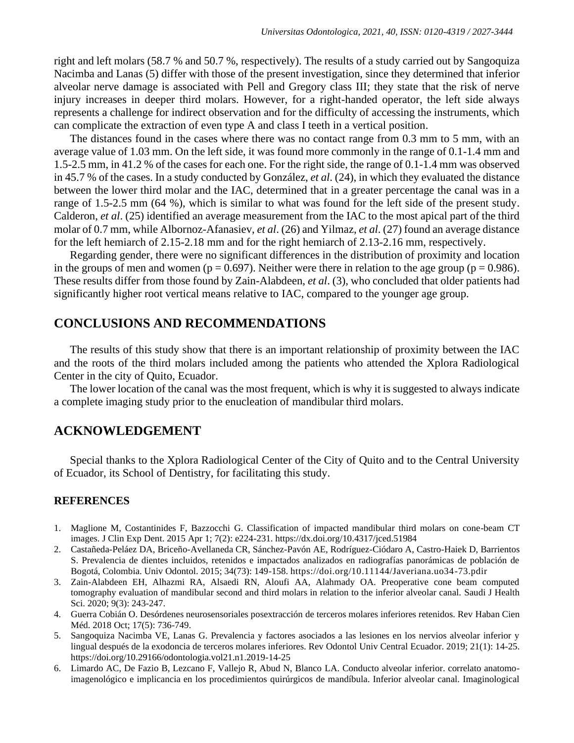right and left molars (58.7 % and 50.7 %, respectively). The results of a study carried out by Sangoquiza Nacimba and Lanas (5) differ with those of the present investigation, since they determined that inferior alveolar nerve damage is associated with Pell and Gregory class III; they state that the risk of nerve injury increases in deeper third molars. However, for a right-handed operator, the left side always represents a challenge for indirect observation and for the difficulty of accessing the instruments, which can complicate the extraction of even type A and class I teeth in a vertical position.

The distances found in the cases where there was no contact range from 0.3 mm to 5 mm, with an average value of 1.03 mm. On the left side, it was found more commonly in the range of 0.1-1.4 mm and 1.5-2.5 mm, in 41.2 % of the cases for each one. For the right side, the range of 0.1-1.4 mm was observed in 45.7 % of the cases. In a study conducted by González, *et al*. (24), in which they evaluated the distance between the lower third molar and the IAC, determined that in a greater percentage the canal was in a range of 1.5-2.5 mm (64 %), which is similar to what was found for the left side of the present study. Calderon, *et al*. (25) identified an average measurement from the IAC to the most apical part of the third molar of 0.7 mm, while Albornoz-Afanasiev, *et al*. (26) and Yilmaz, *et al*. (27) found an average distance for the left hemiarch of 2.15-2.18 mm and for the right hemiarch of 2.13-2.16 mm, respectively.

Regarding gender, there were no significant differences in the distribution of proximity and location in the groups of men and women ($p = 0.697$). Neither were there in relation to the age group ($p = 0.986$). These results differ from those found by Zain-Alabdeen, *et al*. (3), who concluded that older patients had significantly higher root vertical means relative to IAC, compared to the younger age group.

## CONCLUSIONS AND RECOMMENDATIONS

The results of this study show that there is an important relationship of proximity between the IAC and the roots of the third molars included among the patients who attended the Xplora Radiological Center in the city of Quito, Ecuador.

The lower location of the canal was the most frequent, which is why it is suggested to always indicate a complete imaging study prior to the enucleation of mandibular third molars.

## ACKNOWLEDGEMENT

Special thanks to the Xplora Radiological Center of the City of Quito and to the Central University of Ecuador, its School of Dentistry, for facilitating this study.

### REFERENCES

1. Maglione M, Costantinides F, Bazzocchi G. Classification of impacted mandibular third molars on cone-beam CT images. J Clin Exp Dent. 2015 Apr 1; 7(2): e224-231. https://dx.doi.org/10.4317/jced.51984
2. Castañeda-Peláez DA, Briceño-Avellaneda CR, Sánchez-Pavón AE, Rodríguez-Ciódaro A, Castro-Haiek D, Barrientos S. Prevalencia de dientes incluidos, retenidos e impactados analizados en radiografías panorámicas de población de Bogotá, Colombia. Univ Odontol. 2015; 34(73): 149-158. https://doi.org/10.11144/Javeriana.uo34-73.pdir
3. Zain-Alabdeen EH, Alhazmi RA, Alsaedi RN, Aloufi AA, Alahmady OA. Preoperative cone beam computed tomography evaluation of mandibular second and third molars in relation to the inferior alveolar canal. Saudi J Health Sci. 2020; 9(3): 243-247.
4. Guerra Cobián O. Desórdenes neurosensoriales posextracción de terceros molares inferiores retenidos. Rev Haban Cien Méd. 2018 Oct; 17(5): 736-749.
5. Sangoquiza Nacimba VE, Lanas G. Prevalencia y factores asociados a las lesiones en los nervios alveolar inferior y lingual después de la exodoncia de terceros molares inferiores. Rev Odontol Univ Central Ecuador. 2019; 21(1): 14-25. https://doi.org/10.29166/odontologia.vol21.n1.2019-14-25
6. Limardo AC, De Fazio B, Lezcano F, Vallejo R, Abud N, Blanco LA. Conducto alveolar inferior. correlato anatomo-imagenológico e implicancia en los procedimientos quirúrgicos de mandíbula. Inferior alveolar canal. Imaginological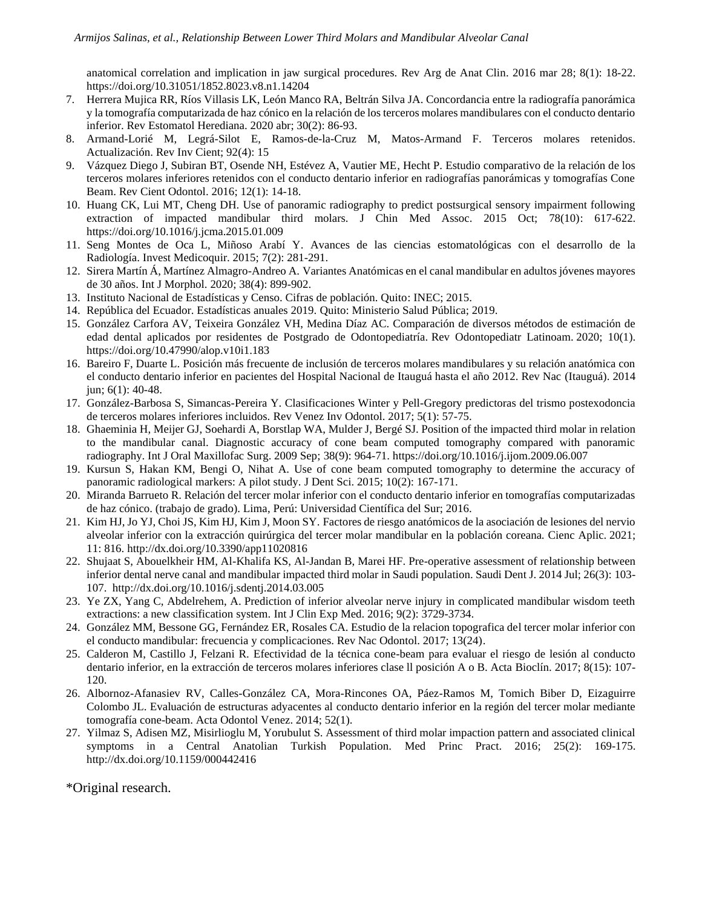anatomical correlation and implication in jaw surgical procedures. Rev Arg de Anat Clin. 2016 mar 28; 8(1): 18-22. https://doi.org/10.31051/1852.8023.v8.n1.14204

7. Herrera Mujica RR, Ríos Villasis LK, León Manco RA, Beltrán Silva JA. Concordancia entre la radiografía panorámica y la tomografía computarizada de haz cónico en la relación de los terceros molares mandibulares con el conducto dentario inferior. Rev Estomatol Herediana. 2020 abr; 30(2): 86-93.
8. Armand-Lorié M, Legrá-Silot E, Ramos-de-la-Cruz M, Matos-Armand F. Terceros molares retenidos. Actualización. Rev Inv Cient; 92(4): 15
9. Vázquez Diego J, Subiran BT, Osende NH, Estévez A, Vautier ME, Hecht P. Estudio comparativo de la relación de los terceros molares inferiores retenidos con el conducto dentario inferior en radiografías panorámicas y tomografías Cone Beam. Rev Cient Odontol. 2016; 12(1): 14-18.
10. Huang CK, Lui MT, Cheng DH. Use of panoramic radiography to predict postsurgical sensory impairment following extraction of impacted mandibular third molars. J Chin Med Assoc. 2015 Oct; 78(10): 617-622. https://doi.org/10.1016/j.jcma.2015.01.009
11. Seng Montes de Oca L, Miñoso Arabí Y. Avances de las ciencias estomatológicas con el desarrollo de la Radiología. Invest Medicoquir. 2015; 7(2): 281-291.
12. Sirera Martín Á, Martínez Almagro-Andreo A. Variantes Anatómicas en el canal mandibular en adultos jóvenes mayores de 30 años. Int J Morphol. 2020; 38(4): 899-902.
13. Instituto Nacional de Estadísticas y Censo. Cifras de población. Quito: INEC; 2015.
14. República del Ecuador. Estadísticas anuales 2019. Quito: Ministerio Salud Pública; 2019.
15. González Carfora AV, Teixeira González VH, Medina Díaz AC. Comparación de diversos métodos de estimación de edad dental aplicados por residentes de Postgrado de Odontopediatría. Rev Odontopediatr Latinoam. 2020; 10(1). https://doi.org/10.47990/alop.v10i1.183
16. Bareiro F, Duarte L. Posición más frecuente de inclusión de terceros molares mandibulares y su relación anatómica con el conducto dentario inferior en pacientes del Hospital Nacional de Itauguá hasta el año 2012. Rev Nac (Itauguá). 2014 jun; 6(1): 40-48.
17. González-Barbosa S, Simancas-Pereira Y. Clasificaciones Winter y Pell-Gregory predictoras del trismo postexodoncia de terceros molares inferiores incluidos. Rev Venez Inv Odontol. 2017; 5(1): 57-75.
18. Ghaeminia H, Meijer GJ, Soehardi A, Borstlap WA, Mulder J, Bergé SJ. Position of the impacted third molar in relation to the mandibular canal. Diagnostic accuracy of cone beam computed tomography compared with panoramic radiography. Int J Oral Maxillofac Surg. 2009 Sep; 38(9): 964-71. https://doi.org/10.1016/j.ijom.2009.06.007
19. Kursun S, Hakan KM, Bengi O, Nihat A. Use of cone beam computed tomography to determine the accuracy of panoramic radiological markers: A pilot study. J Dent Sci. 2015; 10(2): 167-171.
20. Miranda Barrueto R. Relación del tercer molar inferior con el conducto dentario inferior en tomografías computarizadas de haz cónico. (trabajo de grado). Lima, Perú: Universidad Científica del Sur; 2016.
21. Kim HJ, Jo YJ, Choi JS, Kim HJ, Kim J, Moon SY. Factores de riesgo anatómicos de la asociación de lesiones del nervio alveolar inferior con la extracción quirúrgica del tercer molar mandibular en la población coreana. Cienc Aplic. 2021; 11: 816. http://dx.doi.org/10.3390/app11020816
22. Shujaat S, Abouelkheir HM, Al-Khalifa KS, Al-Jandan B, Marei HF. Pre-operative assessment of relationship between inferior dental nerve canal and mandibular impacted third molar in Saudi population. Saudi Dent J. 2014 Jul; 26(3): 103-107. http://dx.doi.org/10.1016/j.sdentj.2014.03.005
23. Ye ZX, Yang C, Abdelrehem, A. Prediction of inferior alveolar nerve injury in complicated mandibular wisdom teeth extractions: a new classification system. Int J Clin Exp Med. 2016; 9(2): 3729-3734.
24. González MM, Bessone GG, Fernández ER, Rosales CA. Estudio de la relacion topografica del tercer molar inferior con el conducto mandibular: frecuencia y complicaciones. Rev Nac Odontol. 2017; 13(24).
25. Calderon M, Castillo J, Felzani R. Efectividad de la técnica cone-beam para evaluar el riesgo de lesión al conducto dentario inferior, en la extracción de terceros molares inferiores clase ll posición A o B. Acta Bioclín. 2017; 8(15): 107-120.
26. Albornoz-Afanasiev RV, Calles-González CA, Mora-Rincones OA, Páez-Ramos M, Tomich Biber D, Eizaguirre Colombo JL. Evaluación de estructuras adyacentes al conducto dentario inferior en la región del tercer molar mediante tomografía cone-beam. Acta Odontol Venez. 2014; 52(1).
27. Yilmaz S, Adisen MZ, Misirlioglu M, Yorubulut S. Assessment of third molar impaction pattern and associated clinical symptoms in a Central Anatolian Turkish Population. Med Princ Pract. 2016; 25(2): 169-175. http://dx.doi.org/10.1159/000442416

*Original research.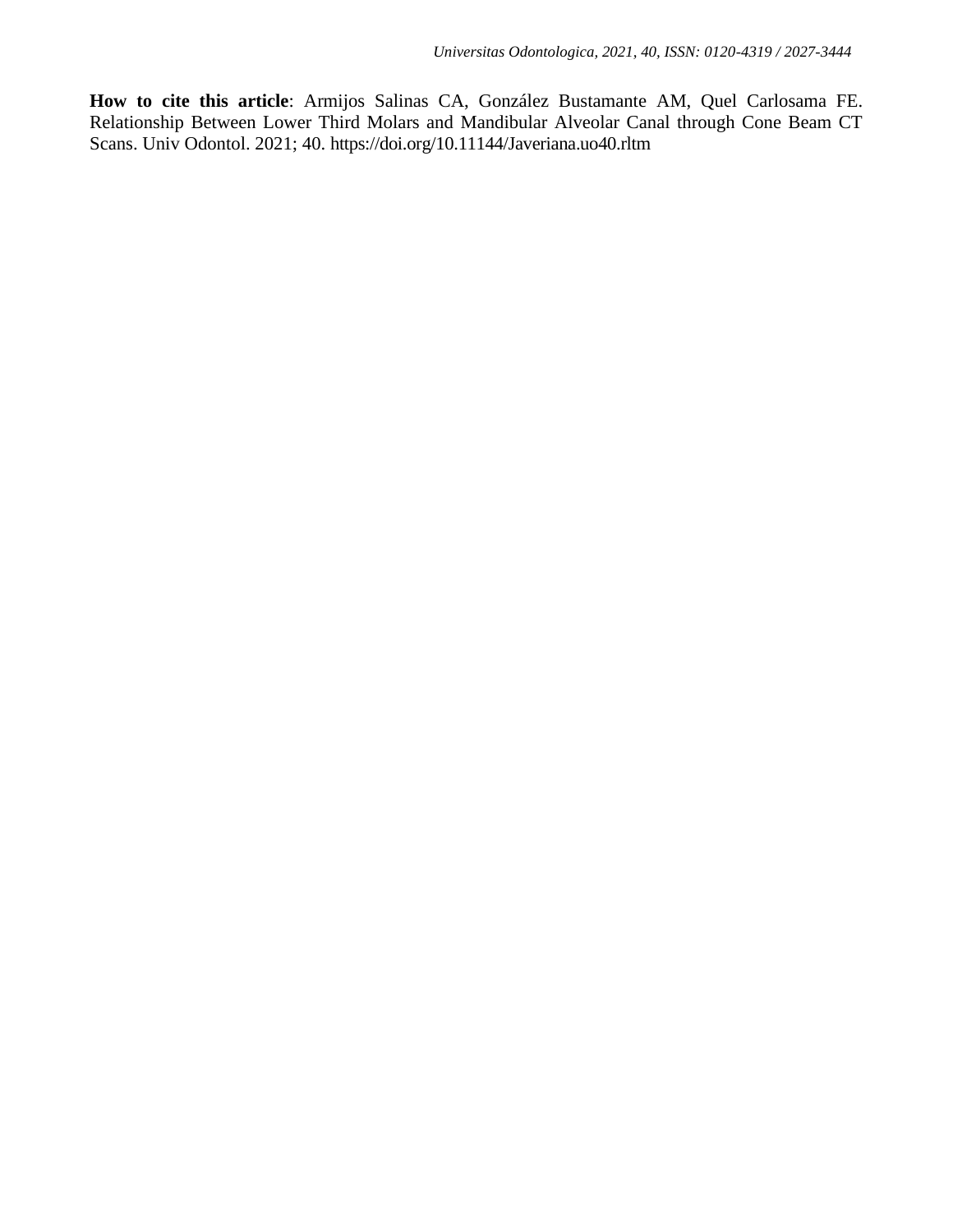**How to cite this article**: Armijos Salinas CA, González Bustamante AM, Quel Carlosama FE. Relationship Between Lower Third Molars and Mandibular Alveolar Canal through Cone Beam CT Scans. Univ Odontol. 2021; 40. https://doi.org/10.11144/Javeriana.uo40.rltm